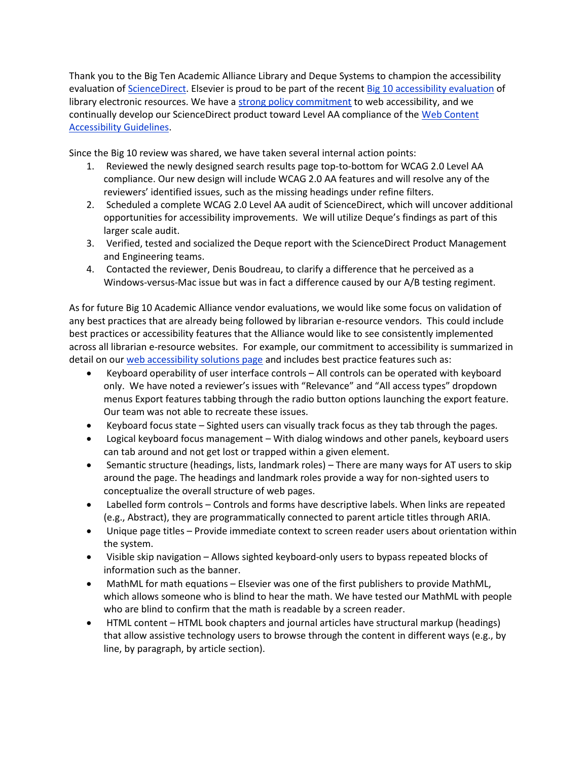Thank you to the Big Ten Academic Alliance Library and Deque Systems to champion the accessibility evaluation of ScienceDirect. Elsevier is proud to be part of the recent Big 10 accessibility evaluation of library electronic resources. We have a strong policy commitment to web accessibility, and we continually develop our ScienceDirect product toward Level AA compliance of the Web Content Accessibility Guidelines.

Since the Big 10 review was shared, we have taken several internal action points:

1. Reviewed the newly designed search results page top-to-bottom for WCAG 2.0 Level AA compliance. Our new design will include WCAG 2.0 AA features and will resolve any of the reviewers' identified issues, such as the missing headings under refine filters.
2. Scheduled a complete WCAG 2.0 Level AA audit of ScienceDirect, which will uncover additional opportunities for accessibility improvements. We will utilize Deque's findings as part of this larger scale audit.
3. Verified, tested and socialized the Deque report with the ScienceDirect Product Management and Engineering teams.
4. Contacted the reviewer, Denis Boudreau, to clarify a difference that he perceived as a Windows-versus-Mac issue but was in fact a difference caused by our A/B testing regiment.

As for future Big 10 Academic Alliance vendor evaluations, we would like some focus on validation of any best practices that are already being followed by librarian e-resource vendors. This could include best practices or accessibility features that the Alliance would like to see consistently implemented across all librarian e-resource websites. For example, our commitment to accessibility is summarized in detail on our web accessibility solutions page and includes best practice features such as:

- Keyboard operability of user interface controls – All controls can be operated with keyboard only. We have noted a reviewer's issues with "Relevance" and "All access types" dropdown menus Export features tabbing through the radio button options launching the export feature. Our team was not able to recreate these issues.
- Keyboard focus state – Sighted users can visually track focus as they tab through the pages.
- Logical keyboard focus management – With dialog windows and other panels, keyboard users can tab around and not get lost or trapped within a given element.
- Semantic structure (headings, lists, landmark roles) – There are many ways for AT users to skip around the page. The headings and landmark roles provide a way for non-sighted users to conceptualize the overall structure of web pages.
- Labelled form controls – Controls and forms have descriptive labels. When links are repeated (e.g., Abstract), they are programmatically connected to parent article titles through ARIA.
- Unique page titles – Provide immediate context to screen reader users about orientation within the system.
- Visible skip navigation – Allows sighted keyboard-only users to bypass repeated blocks of information such as the banner.
- MathML for math equations – Elsevier was one of the first publishers to provide MathML, which allows someone who is blind to hear the math. We have tested our MathML with people who are blind to confirm that the math is readable by a screen reader.
- HTML content – HTML book chapters and journal articles have structural markup (headings) that allow assistive technology users to browse through the content in different ways (e.g., by line, by paragraph, by article section).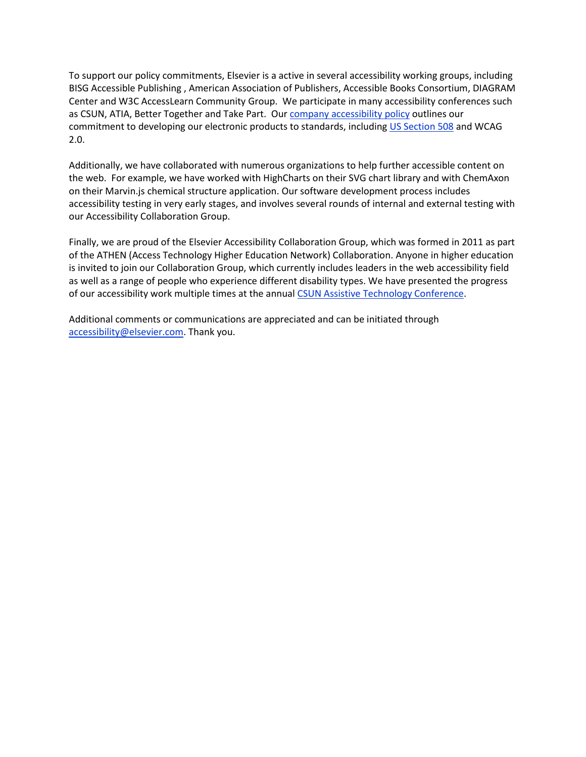To support our policy commitments, Elsevier is a active in several accessibility working groups, including BISG Accessible Publishing , American Association of Publishers, Accessible Books Consortium, DIAGRAM Center and W3C AccessLearn Community Group. We participate in many accessibility conferences such as CSUN, ATIA, Better Together and Take Part. Our company accessibility policy outlines our commitment to developing our electronic products to standards, including US Section 508 and WCAG 2.0.

Additionally, we have collaborated with numerous organizations to help further accessible content on the web. For example, we have worked with HighCharts on their SVG chart library and with ChemAxon on their Marvin.js chemical structure application. Our software development process includes accessibility testing in very early stages, and involves several rounds of internal and external testing with our Accessibility Collaboration Group.

Finally, we are proud of the Elsevier Accessibility Collaboration Group, which was formed in 2011 as part of the ATHEN (Access Technology Higher Education Network) Collaboration. Anyone in higher education is invited to join our Collaboration Group, which currently includes leaders in the web accessibility field as well as a range of people who experience different disability types. We have presented the progress of our accessibility work multiple times at the annual CSUN Assistive Technology Conference.

Additional comments or communications are appreciated and can be initiated through accessibility@elsevier.com. Thank you.